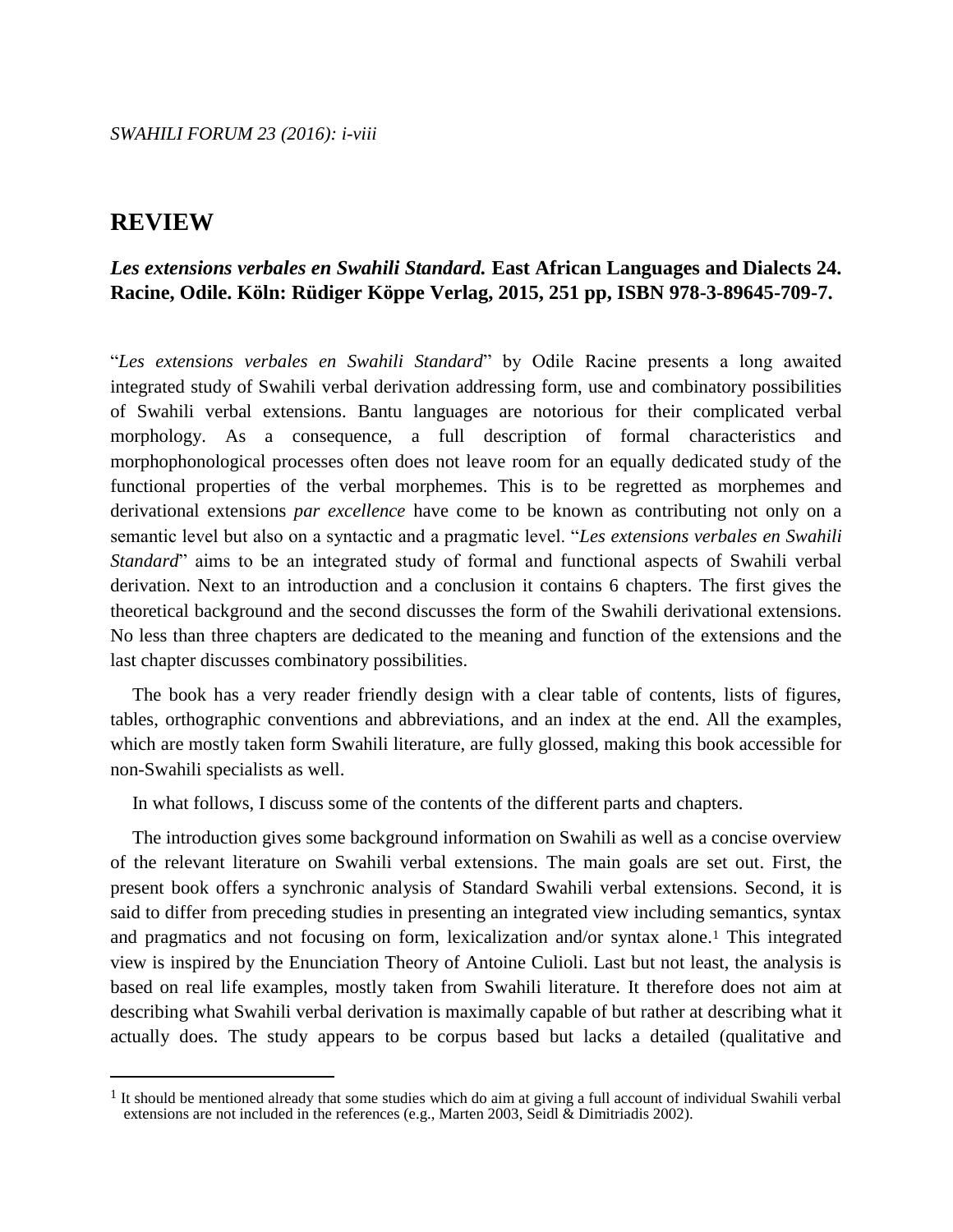## REVIEW

### *Les extensions verbales en Swahili Standard.* East African Languages and Dialects 24. Racine, Odile. Köln: Rüdiger Köppe Verlag, 2015, 251 pp, ISBN 978-3-89645-709-7.

"*Les extensions verbales en Swahili Standard*" by Odile Racine presents a long awaited integrated study of Swahili verbal derivation addressing form, use and combinatory possibilities of Swahili verbal extensions. Bantu languages are notorious for their complicated verbal morphology. As a consequence, a full description of formal characteristics and morphophonological processes often does not leave room for an equally dedicated study of the functional properties of the verbal morphemes. This is to be regretted as morphemes and derivational extensions *par excellence* have come to be known as contributing not only on a semantic level but also on a syntactic and a pragmatic level. "*Les extensions verbales en Swahili Standard*" aims to be an integrated study of formal and functional aspects of Swahili verbal derivation. Next to an introduction and a conclusion it contains 6 chapters. The first gives the theoretical background and the second discusses the form of the Swahili derivational extensions. No less than three chapters are dedicated to the meaning and function of the extensions and the last chapter discusses combinatory possibilities.

The book has a very reader friendly design with a clear table of contents, lists of figures, tables, orthographic conventions and abbreviations, and an index at the end. All the examples, which are mostly taken form Swahili literature, are fully glossed, making this book accessible for non-Swahili specialists as well.

In what follows, I discuss some of the contents of the different parts and chapters.

The introduction gives some background information on Swahili as well as a concise overview of the relevant literature on Swahili verbal extensions. The main goals are set out. First, the present book offers a synchronic analysis of Standard Swahili verbal extensions. Second, it is said to differ from preceding studies in presenting an integrated view including semantics, syntax and pragmatics and not focusing on form, lexicalization and/or syntax alone.[1] This integrated view is inspired by the Enunciation Theory of Antoine Culioli. Last but not least, the analysis is based on real life examples, mostly taken from Swahili literature. It therefore does not aim at describing what Swahili verbal derivation is maximally capable of but rather at describing what it actually does. The study appears to be corpus based but lacks a detailed (qualitative and

---

[1] It should be mentioned already that some studies which do aim at giving a full account of individual Swahili verbal extensions are not included in the references (e.g., Marten 2003, Seidl & Dimitriadis 2002).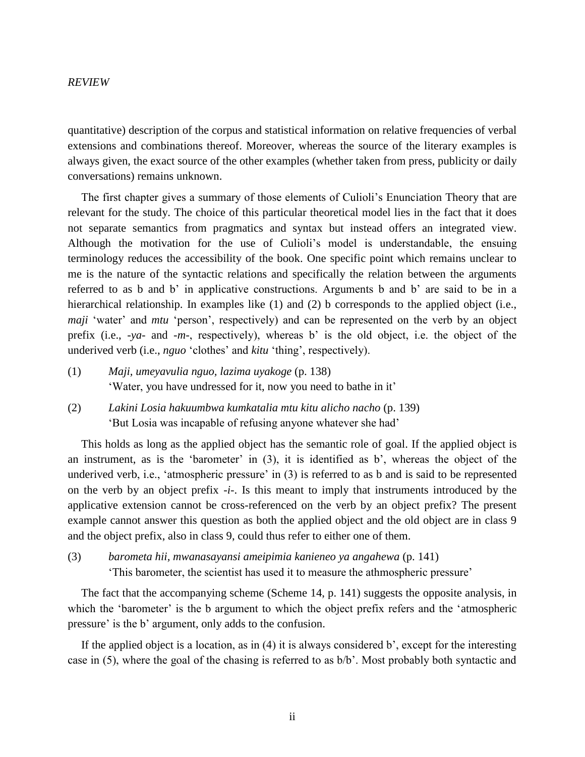quantitative) description of the corpus and statistical information on relative frequencies of verbal extensions and combinations thereof. Moreover, whereas the source of the literary examples is always given, the exact source of the other examples (whether taken from press, publicity or daily conversations) remains unknown.

The first chapter gives a summary of those elements of Culioli's Enunciation Theory that are relevant for the study. The choice of this particular theoretical model lies in the fact that it does not separate semantics from pragmatics and syntax but instead offers an integrated view. Although the motivation for the use of Culioli's model is understandable, the ensuing terminology reduces the accessibility of the book. One specific point which remains unclear to me is the nature of the syntactic relations and specifically the relation between the arguments referred to as b and b' in applicative constructions. Arguments b and b' are said to be in a hierarchical relationship. In examples like (1) and (2) b corresponds to the applied object (i.e., *maji* 'water' and *mtu* 'person', respectively) and can be represented on the verb by an object prefix (i.e., *-ya-* and *-m-*, respectively), whereas b' is the old object, i.e. the object of the underived verb (i.e., *nguo* 'clothes' and *kitu* 'thing', respectively).

(1) *Maji, umeyavulia nguo, lazima uyakoge* (p. 138)
'Water, you have undressed for it, now you need to bathe in it'

(2) *Lakini Losia hakuumbwa kumkatalia mtu kitu alicho nacho* (p. 139)
'But Losia was incapable of refusing anyone whatever she had'

This holds as long as the applied object has the semantic role of goal. If the applied object is an instrument, as is the 'barometer' in (3), it is identified as b', whereas the object of the underived verb, i.e., 'atmospheric pressure' in (3) is referred to as b and is said to be represented on the verb by an object prefix *-i-*. Is this meant to imply that instruments introduced by the applicative extension cannot be cross-referenced on the verb by an object prefix? The present example cannot answer this question as both the applied object and the old object are in class 9 and the object prefix, also in class 9, could thus refer to either one of them.

(3) *barometa hii, mwanasayansi ameipimia kanieneo ya angahewa* (p. 141)
'This barometer, the scientist has used it to measure the athmospheric pressure'

The fact that the accompanying scheme (Scheme 14, p. 141) suggests the opposite analysis, in which the 'barometer' is the b argument to which the object prefix refers and the 'atmospheric pressure' is the b' argument, only adds to the confusion.

If the applied object is a location, as in (4) it is always considered b', except for the interesting case in (5), where the goal of the chasing is referred to as b/b'. Most probably both syntactic and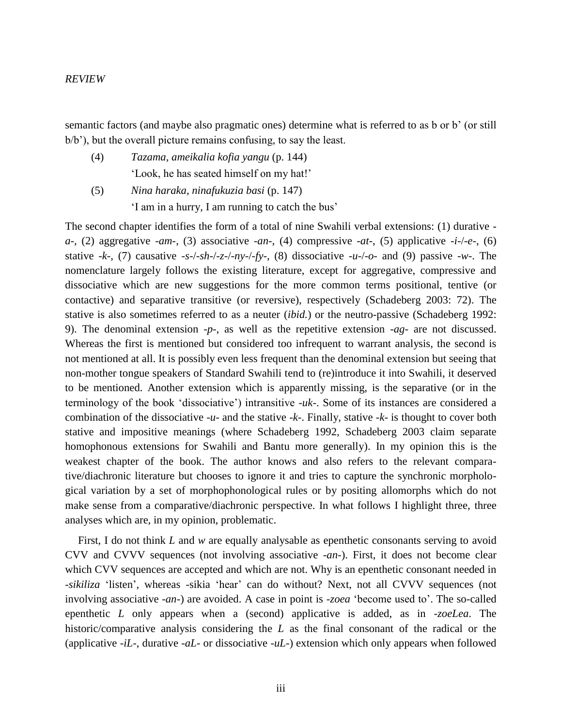semantic factors (and maybe also pragmatic ones) determine what is referred to as b or b' (or still b/b'), but the overall picture remains confusing, to say the least.

(4) *Tazama, ameikalia kofia yangu* (p. 144)
'Look, he has seated himself on my hat!'

(5) *Nina haraka, ninafukuzia basi* (p. 147)
'I am in a hurry, I am running to catch the bus'

The second chapter identifies the form of a total of nine Swahili verbal extensions: (1) durative -*a*-, (2) aggregative -*am*-, (3) associative -*an*-, (4) compressive -*at*-, (5) applicative -*i*-/-*e*-, (6) stative -*k*-, (7) causative -*s*-/-*sh*-/-*z*-/-*ny*-/-*fy*-, (8) dissociative -*u*-/-*o*- and (9) passive -*w*-. The nomenclature largely follows the existing literature, except for aggregative, compressive and dissociative which are new suggestions for the more common terms positional, tentive (or contactive) and separative transitive (or reversive), respectively (Schadeberg 2003: 72). The stative is also sometimes referred to as a neuter (*ibid.*) or the neutro-passive (Schadeberg 1992: 9). The denominal extension -*p*-, as well as the repetitive extension -*ag*- are not discussed. Whereas the first is mentioned but considered too infrequent to warrant analysis, the second is not mentioned at all. It is possibly even less frequent than the denominal extension but seeing that non-mother tongue speakers of Standard Swahili tend to (re)introduce it into Swahili, it deserved to be mentioned. Another extension which is apparently missing, is the separative (or in the terminology of the book 'dissociative') intransitive -*uk*-. Some of its instances are considered a combination of the dissociative -*u*- and the stative -*k*-. Finally, stative -*k*- is thought to cover both stative and impositive meanings (where Schadeberg 1992, Schadeberg 2003 claim separate homophonous extensions for Swahili and Bantu more generally). In my opinion this is the weakest chapter of the book. The author knows and also refers to the relevant comparative/diachronic literature but chooses to ignore it and tries to capture the synchronic morphological variation by a set of morphophonological rules or by positing allomorphs which do not make sense from a comparative/diachronic perspective. In what follows I highlight three, three analyses which are, in my opinion, problematic.

First, I do not think *L* and *w* are equally analysable as epenthetic consonants serving to avoid CVV and CVVV sequences (not involving associative -*an*-). First, it does not become clear which CVV sequences are accepted and which are not. Why is an epenthetic consonant needed in -*sikiliza* 'listen', whereas -sikia 'hear' can do without? Next, not all CVVV sequences (not involving associative -*an*-) are avoided. A case in point is -*zoea* 'become used to'. The so-called epenthetic *L* only appears when a (second) applicative is added, as in -*zoeLea*. The historic/comparative analysis considering the *L* as the final consonant of the radical or the (applicative -*iL*-, durative -*aL*- or dissociative -*uL*-) extension which only appears when followed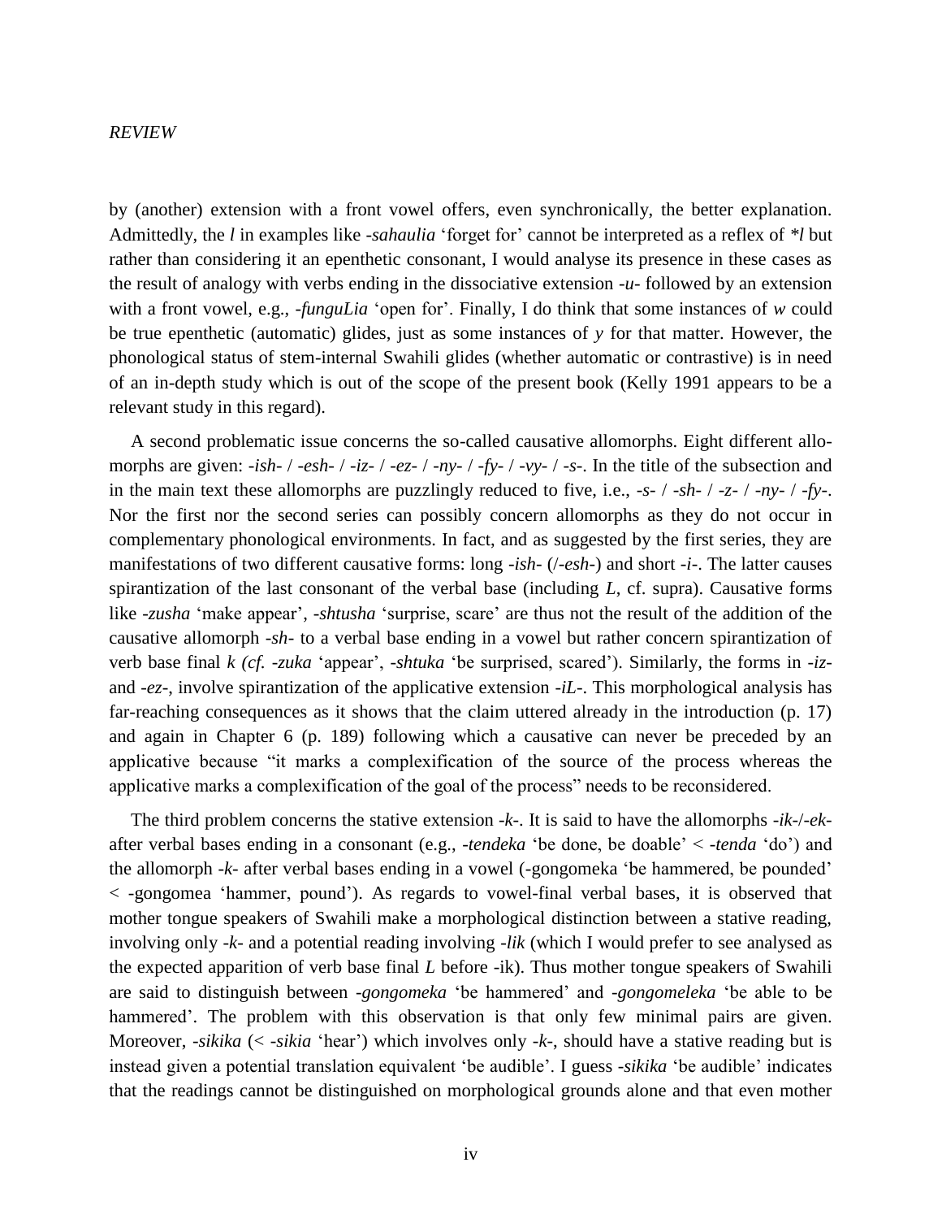by (another) extension with a front vowel offers, even synchronically, the better explanation. Admittedly, the *l* in examples like *-sahaulia* 'forget for' cannot be interpreted as a reflex of *\*l* but rather than considering it an epenthetic consonant, I would analyse its presence in these cases as the result of analogy with verbs ending in the dissociative extension *-u-* followed by an extension with a front vowel, e.g., *-funguLia* 'open for'. Finally, I do think that some instances of *w* could be true epenthetic (automatic) glides, just as some instances of *y* for that matter. However, the phonological status of stem-internal Swahili glides (whether automatic or contrastive) is in need of an in-depth study which is out of the scope of the present book (Kelly 1991 appears to be a relevant study in this regard).

A second problematic issue concerns the so-called causative allomorphs. Eight different allomorphs are given: *-ish-* / *-esh-* / *-iz-* / *-ez-* / *-ny-* / *-fy-* / *-vy-* / *-s-*. In the title of the subsection and in the main text these allomorphs are puzzlingly reduced to five, i.e., *-s-* / *-sh-* / *-z-* / *-ny-* / *-fy-*. Nor the first nor the second series can possibly concern allomorphs as they do not occur in complementary phonological environments. In fact, and as suggested by the first series, they are manifestations of two different causative forms: long *-ish-* (/*-esh-*) and short *-i-*. The latter causes spirantization of the last consonant of the verbal base (including *L*, cf. supra). Causative forms like *-zusha* 'make appear', *-shtusha* 'surprise, scare' are thus not the result of the addition of the causative allomorph *-sh-* to a verbal base ending in a vowel but rather concern spirantization of verb base final *k (cf. -zuka* 'appear', *-shtuka* 'be surprised, scared'). Similarly, the forms in *-iz-* and *-ez-*, involve spirantization of the applicative extension *-iL-*. This morphological analysis has far-reaching consequences as it shows that the claim uttered already in the introduction (p. 17) and again in Chapter 6 (p. 189) following which a causative can never be preceded by an applicative because "it marks a complexification of the source of the process whereas the applicative marks a complexification of the goal of the process" needs to be reconsidered.

The third problem concerns the stative extension *-k-*. It is said to have the allomorphs *-ik-*/*-ek-* after verbal bases ending in a consonant (e.g., *-tendeka* 'be done, be doable' < *-tenda* 'do') and the allomorph *-k-* after verbal bases ending in a vowel (-gongomeka 'be hammered, be pounded' < -gongomea 'hammer, pound'). As regards to vowel-final verbal bases, it is observed that mother tongue speakers of Swahili make a morphological distinction between a stative reading, involving only *-k-* and a potential reading involving *-lik* (which I would prefer to see analysed as the expected apparition of verb base final *L* before -ik). Thus mother tongue speakers of Swahili are said to distinguish between *-gongomeka* 'be hammered' and *-gongomeleka* 'be able to be hammered'. The problem with this observation is that only few minimal pairs are given. Moreover, *-sikika* (< *-sikia* 'hear') which involves only *-k-*, should have a stative reading but is instead given a potential translation equivalent 'be audible'. I guess *-sikika* 'be audible' indicates that the readings cannot be distinguished on morphological grounds alone and that even mother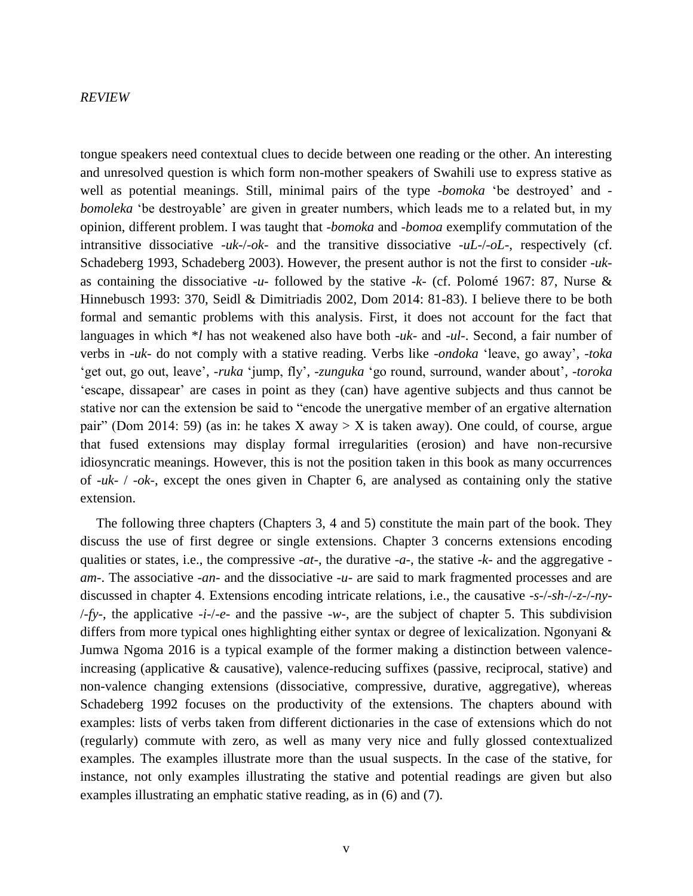tongue speakers need contextual clues to decide between one reading or the other. An interesting and unresolved question is which form non-mother speakers of Swahili use to express stative as well as potential meanings. Still, minimal pairs of the type *-bomoka* 'be destroyed' and *-bomoleka* 'be destroyable' are given in greater numbers, which leads me to a related but, in my opinion, different problem. I was taught that *-bomoka* and *-bomoa* exemplify commutation of the intransitive dissociative *-uk-*/*-ok-* and the transitive dissociative *-uL-*/*-oL-*, respectively (cf. Schadeberg 1993, Schadeberg 2003). However, the present author is not the first to consider *-uk-* as containing the dissociative *-u-* followed by the stative *-k-* (cf. Polomé 1967: 87, Nurse & Hinnebusch 1993: 370, Seidl & Dimitriadis 2002, Dom 2014: 81-83). I believe there to be both formal and semantic problems with this analysis. First, it does not account for the fact that languages in which *\*l* has not weakened also have both *-uk-* and *-ul-*. Second, a fair number of verbs in *-uk-* do not comply with a stative reading. Verbs like *-ondoka* 'leave, go away', *-toka* 'get out, go out, leave', *-ruka* 'jump, fly', *-zunguka* 'go round, surround, wander about', *-toroka* 'escape, dissapear' are cases in point as they (can) have agentive subjects and thus cannot be stative nor can the extension be said to "encode the unergative member of an ergative alternation pair" (Dom 2014: 59) (as in: he takes X away > X is taken away). One could, of course, argue that fused extensions may display formal irregularities (erosion) and have non-recursive idiosyncratic meanings. However, this is not the position taken in this book as many occurrences of *-uk-* / *-ok-*, except the ones given in Chapter 6, are analysed as containing only the stative extension.

The following three chapters (Chapters 3, 4 and 5) constitute the main part of the book. They discuss the use of first degree or single extensions. Chapter 3 concerns extensions encoding qualities or states, i.e., the compressive *-at-*, the durative *-a-*, the stative *-k-* and the aggregative *-am-*. The associative *-an-* and the dissociative *-u-* are said to mark fragmented processes and are discussed in chapter 4. Extensions encoding intricate relations, i.e., the causative *-s-*/*-sh-*/*-z-*/*-ny-*/*-fy-*, the applicative *-i-*/*-e-* and the passive *-w-*, are the subject of chapter 5. This subdivision differs from more typical ones highlighting either syntax or degree of lexicalization. Ngonyani & Jumwa Ngoma 2016 is a typical example of the former making a distinction between valence-increasing (applicative & causative), valence-reducing suffixes (passive, reciprocal, stative) and non-valence changing extensions (dissociative, compressive, durative, aggregative), whereas Schadeberg 1992 focuses on the productivity of the extensions. The chapters abound with examples: lists of verbs taken from different dictionaries in the case of extensions which do not (regularly) commute with zero, as well as many very nice and fully glossed contextualized examples. The examples illustrate more than the usual suspects. In the case of the stative, for instance, not only examples illustrating the stative and potential readings are given but also examples illustrating an emphatic stative reading, as in (6) and (7).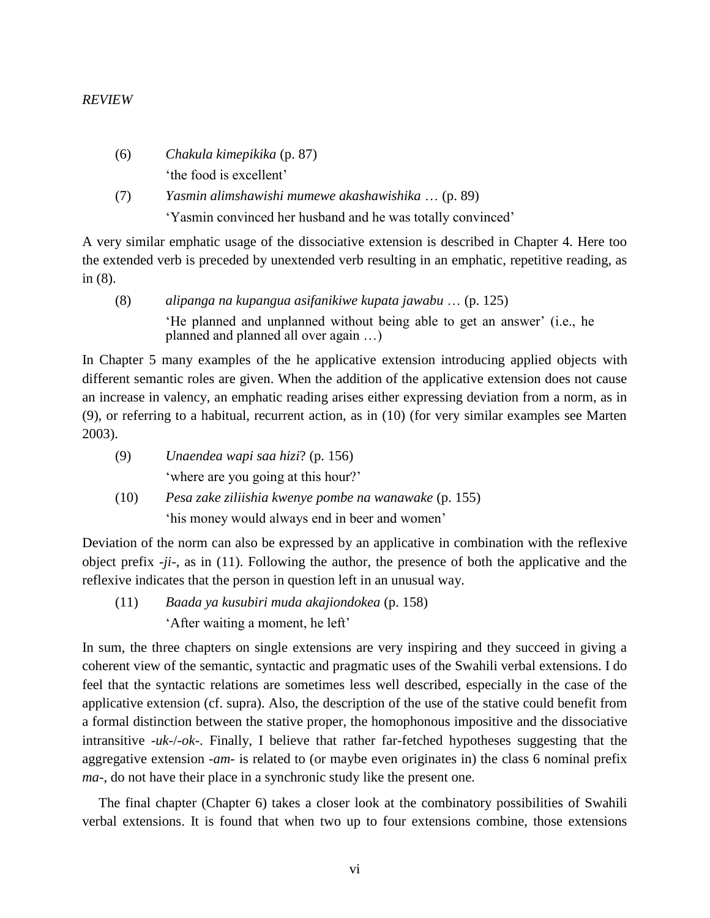(6) *Chakula kimepikika* (p. 87)
'the food is excellent'

(7) *Yasmin alimshawishi mumewe akashawishika* … (p. 89)
'Yasmin convinced her husband and he was totally convinced'

A very similar emphatic usage of the dissociative extension is described in Chapter 4. Here too the extended verb is preceded by unextended verb resulting in an emphatic, repetitive reading, as in (8).

(8) *alipanga na kupangua asifanikiwe kupata jawabu* … (p. 125)
'He planned and unplanned without being able to get an answer' (i.e., he planned and planned all over again …)

In Chapter 5 many examples of the he applicative extension introducing applied objects with different semantic roles are given. When the addition of the applicative extension does not cause an increase in valency, an emphatic reading arises either expressing deviation from a norm, as in (9), or referring to a habitual, recurrent action, as in (10) (for very similar examples see Marten 2003).

(9) *Unaendea wapi saa hizi*? (p. 156)
'where are you going at this hour?'

(10) *Pesa zake ziliishia kwenye pombe na wanawake* (p. 155)
'his money would always end in beer and women'

Deviation of the norm can also be expressed by an applicative in combination with the reflexive object prefix *-ji-*, as in (11). Following the author, the presence of both the applicative and the reflexive indicates that the person in question left in an unusual way.

(11) *Baada ya kusubiri muda akajiondokea* (p. 158)
'After waiting a moment, he left'

In sum, the three chapters on single extensions are very inspiring and they succeed in giving a coherent view of the semantic, syntactic and pragmatic uses of the Swahili verbal extensions. I do feel that the syntactic relations are sometimes less well described, especially in the case of the applicative extension (cf. supra). Also, the description of the use of the stative could benefit from a formal distinction between the stative proper, the homophonous impositive and the dissociative intransitive *-uk-*/*-ok-*. Finally, I believe that rather far-fetched hypotheses suggesting that the aggregative extension *-am-* is related to (or maybe even originates in) the class 6 nominal prefix *ma-*, do not have their place in a synchronic study like the present one.

The final chapter (Chapter 6) takes a closer look at the combinatory possibilities of Swahili verbal extensions. It is found that when two up to four extensions combine, those extensions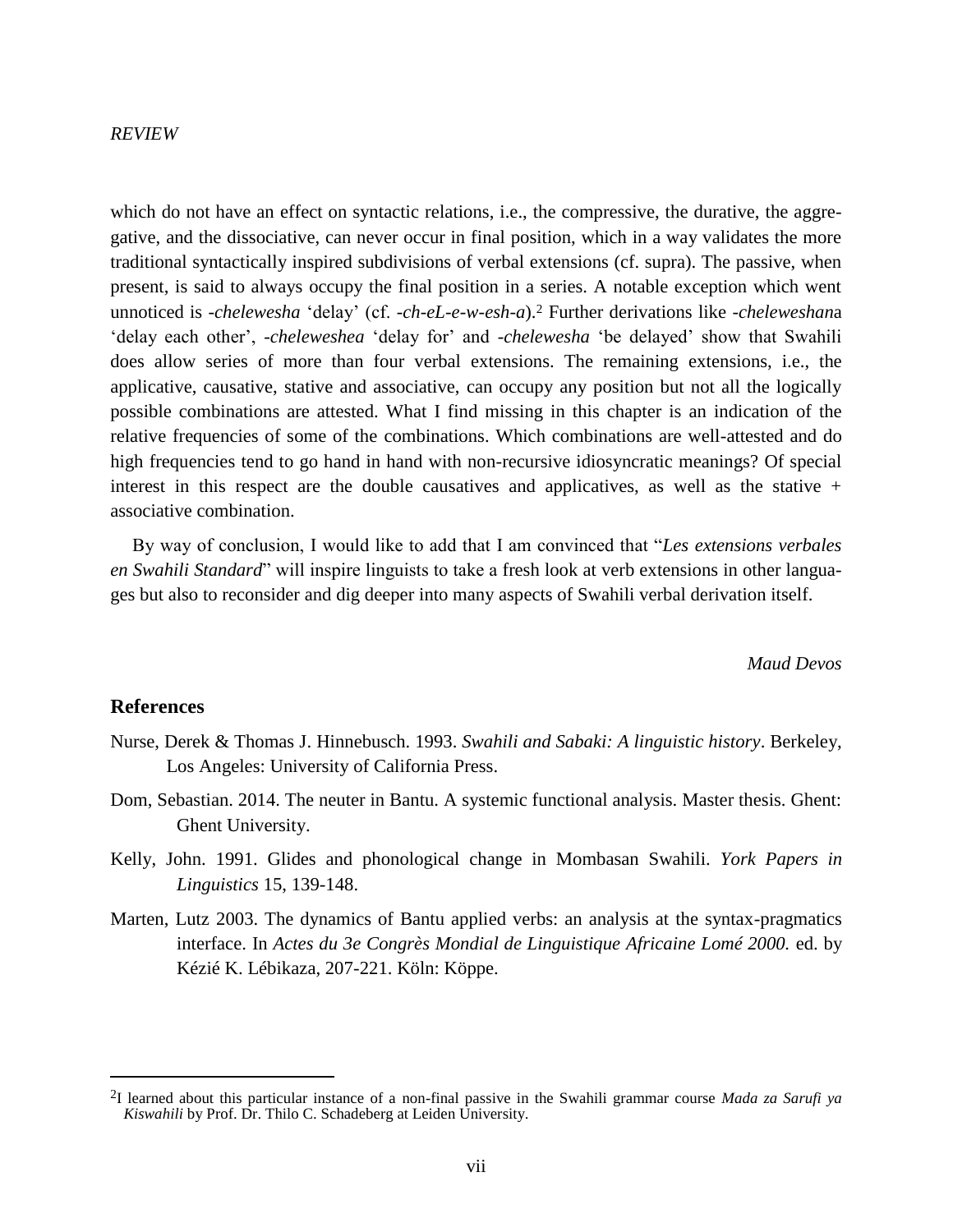which do not have an effect on syntactic relations, i.e., the compressive, the durative, the aggregative, and the dissociative, can never occur in final position, which in a way validates the more traditional syntactically inspired subdivisions of verbal extensions (cf. supra). The passive, when present, is said to always occupy the final position in a series. A notable exception which went unnoticed is *-chelewesha* 'delay' (cf. *-ch-eL-e-w-esh-a*).[2] Further derivations like *-cheleweshan*a 'delay each other', *-cheleweshea* 'delay for' and *-chelewesha* 'be delayed' show that Swahili does allow series of more than four verbal extensions. The remaining extensions, i.e., the applicative, causative, stative and associative, can occupy any position but not all the logically possible combinations are attested. What I find missing in this chapter is an indication of the relative frequencies of some of the combinations. Which combinations are well-attested and do high frequencies tend to go hand in hand with non-recursive idiosyncratic meanings? Of special interest in this respect are the double causatives and applicatives, as well as the stative + associative combination.

By way of conclusion, I would like to add that I am convinced that "*Les extensions verbales en Swahili Standard*" will inspire linguists to take a fresh look at verb extensions in other languages but also to reconsider and dig deeper into many aspects of Swahili verbal derivation itself.

*Maud Devos*

## References

Nurse, Derek & Thomas J. Hinnebusch. 1993. *Swahili and Sabaki: A linguistic history*. Berkeley, Los Angeles: University of California Press.

Dom, Sebastian. 2014. The neuter in Bantu. A systemic functional analysis. Master thesis. Ghent: Ghent University.

Kelly, John. 1991. Glides and phonological change in Mombasan Swahili. *York Papers in Linguistics* 15, 139-148.

Marten, Lutz 2003. The dynamics of Bantu applied verbs: an analysis at the syntax-pragmatics interface. In *Actes du 3e Congrès Mondial de Linguistique Africaine Lomé 2000.* ed. by Kézié K. Lébikaza, 207-221. Köln: Köppe.

---

[2] I learned about this particular instance of a non-final passive in the Swahili grammar course *Mada za Sarufi ya Kiswahili* by Prof. Dr. Thilo C. Schadeberg at Leiden University.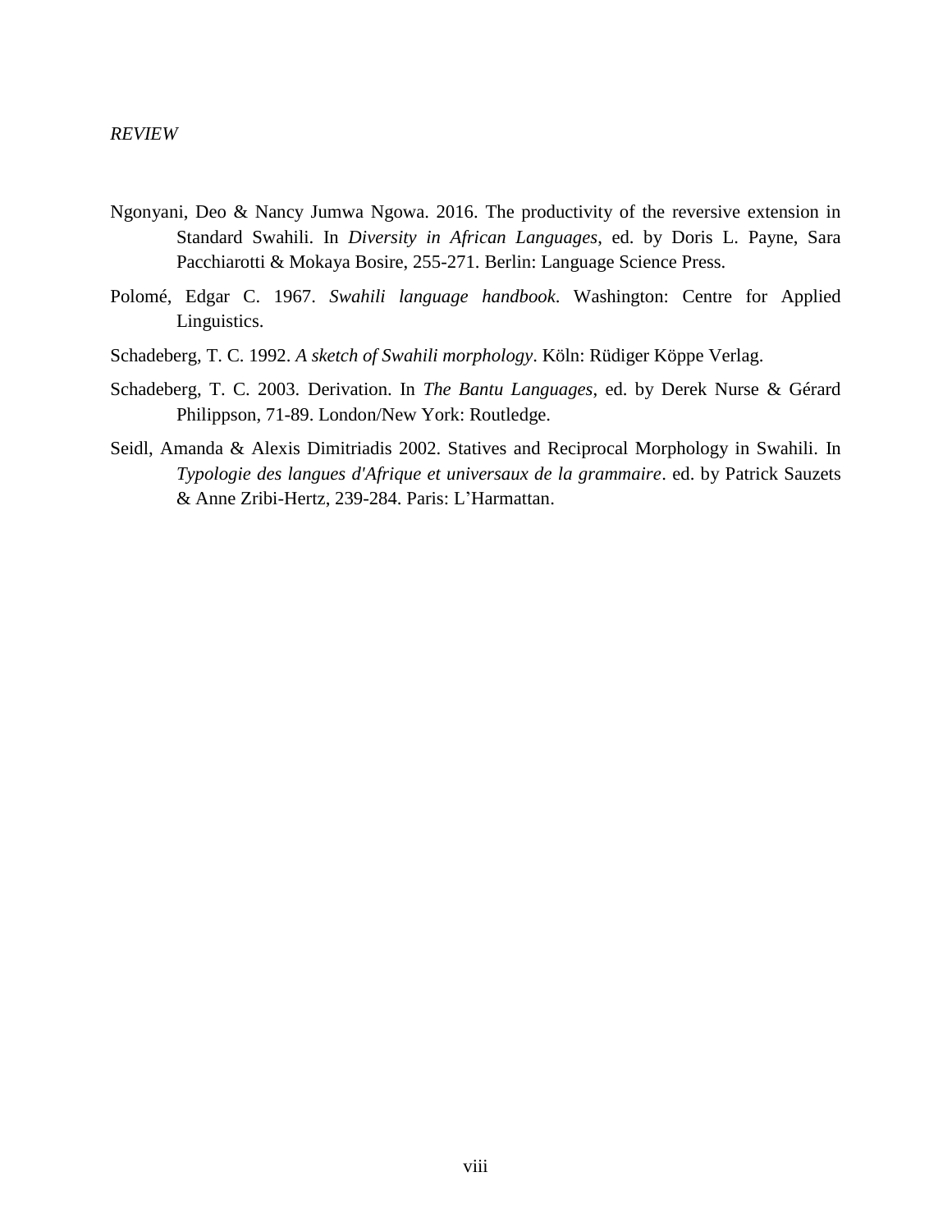Ngonyani, Deo & Nancy Jumwa Ngowa. 2016. The productivity of the reversive extension in Standard Swahili. In *Diversity in African Languages*, ed. by Doris L. Payne, Sara Pacchiarotti & Mokaya Bosire, 255-271. Berlin: Language Science Press.

Polomé, Edgar C. 1967. *Swahili language handbook*. Washington: Centre for Applied Linguistics.

Schadeberg, T. C. 1992. *A sketch of Swahili morphology*. Köln: Rüdiger Köppe Verlag.

Schadeberg, T. C. 2003. Derivation. In *The Bantu Languages*, ed. by Derek Nurse & Gérard Philippson, 71-89. London/New York: Routledge.

Seidl, Amanda & Alexis Dimitriadis 2002. Statives and Reciprocal Morphology in Swahili. In *Typologie des langues d'Afrique et universaux de la grammaire*. ed. by Patrick Sauzets & Anne Zribi-Hertz, 239-284. Paris: L'Harmattan.